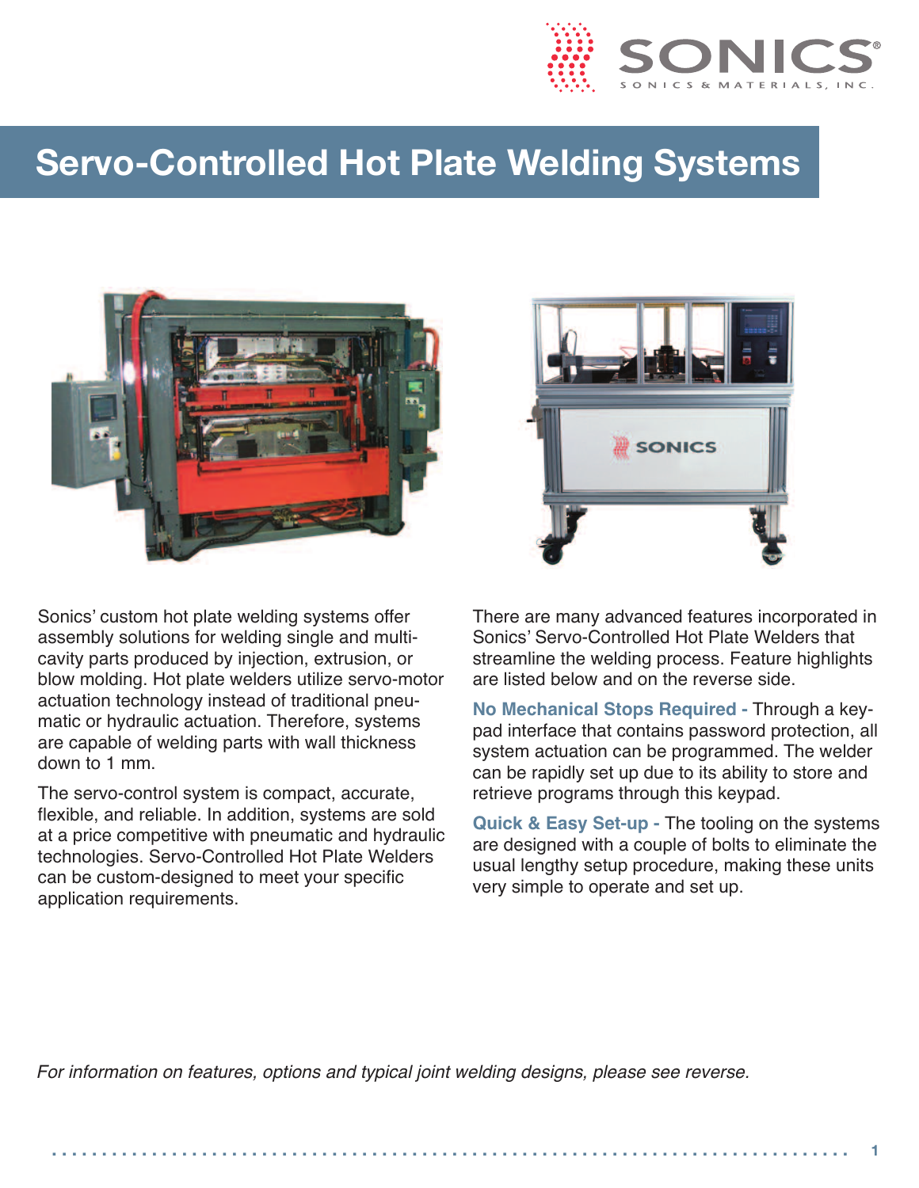# Servo-Controlled Hot Plate Welding Systems

Sonics' custom hot plate welding systems offer assembly solutions for welding single and multi-cavity parts produced by injection, extrusion, or blow molding. Hot plate welders utilize servo-motor actuation technology instead of traditional pneumatic or hydraulic actuation. Therefore, systems are capable of welding parts with wall thickness down to 1 mm.

The servo-control system is compact, accurate, flexible, and reliable. In addition, systems are sold at a price competitive with pneumatic and hydraulic technologies. Servo-Controlled Hot Plate Welders can be custom-designed to meet your specific application requirements.

There are many advanced features incorporated in Sonics' Servo-Controlled Hot Plate Welders that streamline the welding process. Feature highlights are listed below and on the reverse side.

**No Mechanical Stops Required -** Through a keypad interface that contains password protection, all system actuation can be programmed. The welder can be rapidly set up due to its ability to store and retrieve programs through this keypad.

**Quick & Easy Set-up -** The tooling on the systems are designed with a couple of bolts to eliminate the usual lengthy setup procedure, making these units very simple to operate and set up.

*For information on features, options and typical joint welding designs, please see reverse.*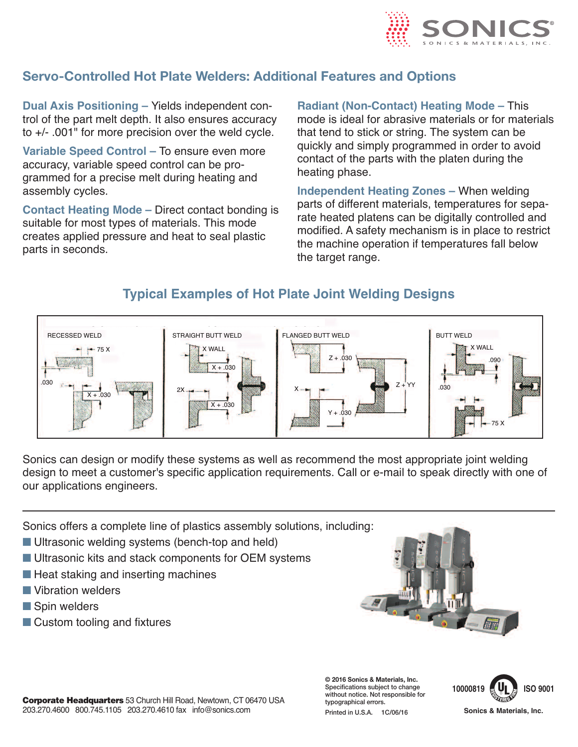## Servo-Controlled Hot Plate Welders: Additional Features and Options

**Dual Axis Positioning –** Yields independent control of the part melt depth. It also ensures accuracy to +/- .001" for more precision over the weld cycle.

**Variable Speed Control –** To ensure even more accuracy, variable speed control can be programmed for a precise melt during heating and assembly cycles.

**Contact Heating Mode –** Direct contact bonding is suitable for most types of materials. This mode creates applied pressure and heat to seal plastic parts in seconds.

**Radiant (Non-Contact) Heating Mode –** This mode is ideal for abrasive materials or for materials that tend to stick or string. The system can be quickly and simply programmed in order to avoid contact of the parts with the platen during the heating phase.

**Independent Heating Zones –** When welding parts of different materials, temperatures for separate heated platens can be digitally controlled and modified. A safety mechanism is in place to restrict the machine operation if temperatures fall below the target range.

## Typical Examples of Hot Plate Joint Welding Designs

RECESSED WELD
75 X
.030
X + .030

STRAIGHT BUTT WELD
X WALL
X + .030
2X
X + .030

FLANGED BUTT WELD
Z + .030
X
Z + YY
Y + .030

BUTT WELD
X WALL
.090
.030
75 X

Sonics can design or modify these systems as well as recommend the most appropriate joint welding design to meet a customer's specific application requirements. Call or e-mail to speak directly with one of our applications engineers.

---

Sonics offers a complete line of plastics assembly solutions, including:

- Ultrasonic welding systems (bench-top and held)
- Ultrasonic kits and stack components for OEM systems
- Heat staking and inserting machines
- Vibration welders
- Spin welders
- Custom tooling and fixtures

**Corporate Headquarters** 53 Church Hill Road, Newtown, CT 06470 USA
203.270.4600 800.745.1105 203.270.4610 fax info@sonics.com

**© 2016 Sonics & Materials, Inc.**
Specifications subject to change without notice. Not responsible for typographical errors.
Printed in U.S.A. 1C/06/16

10000819 ISO 9001
Sonics & Materials, Inc.